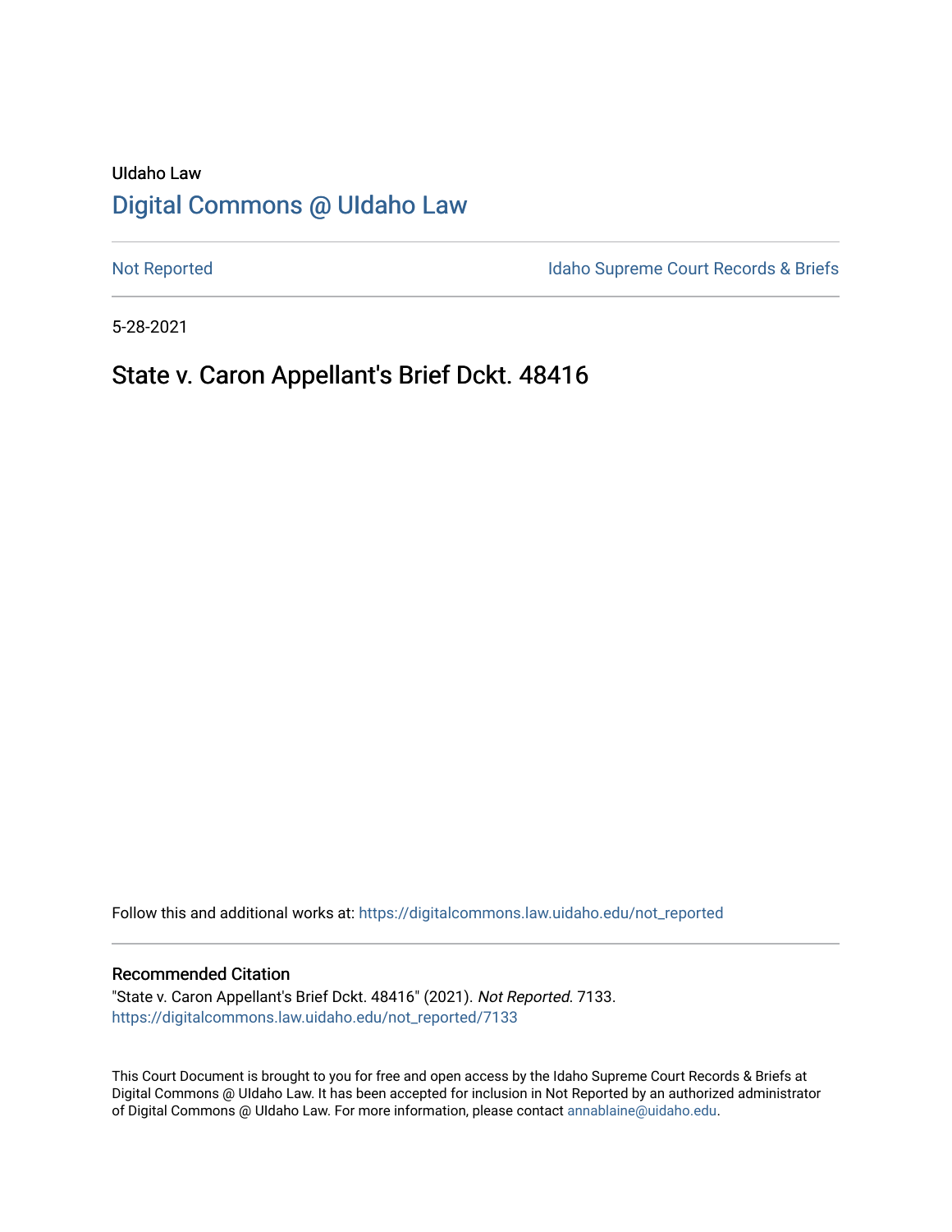UIdaho Law

# Digital Commons @ UIdaho Law

Not Reported

Idaho Supreme Court Records & Briefs

5-28-2021

## State v. Caron Appellant's Brief Dckt. 48416

Follow this and additional works at: https://digitalcommons.law.uidaho.edu/not_reported

### Recommended Citation

"State v. Caron Appellant's Brief Dckt. 48416" (2021). *Not Reported*. 7133.
https://digitalcommons.law.uidaho.edu/not_reported/7133

This Court Document is brought to you for free and open access by the Idaho Supreme Court Records & Briefs at Digital Commons @ UIdaho Law. It has been accepted for inclusion in Not Reported by an authorized administrator of Digital Commons @ UIdaho Law. For more information, please contact annablaine@uidaho.edu.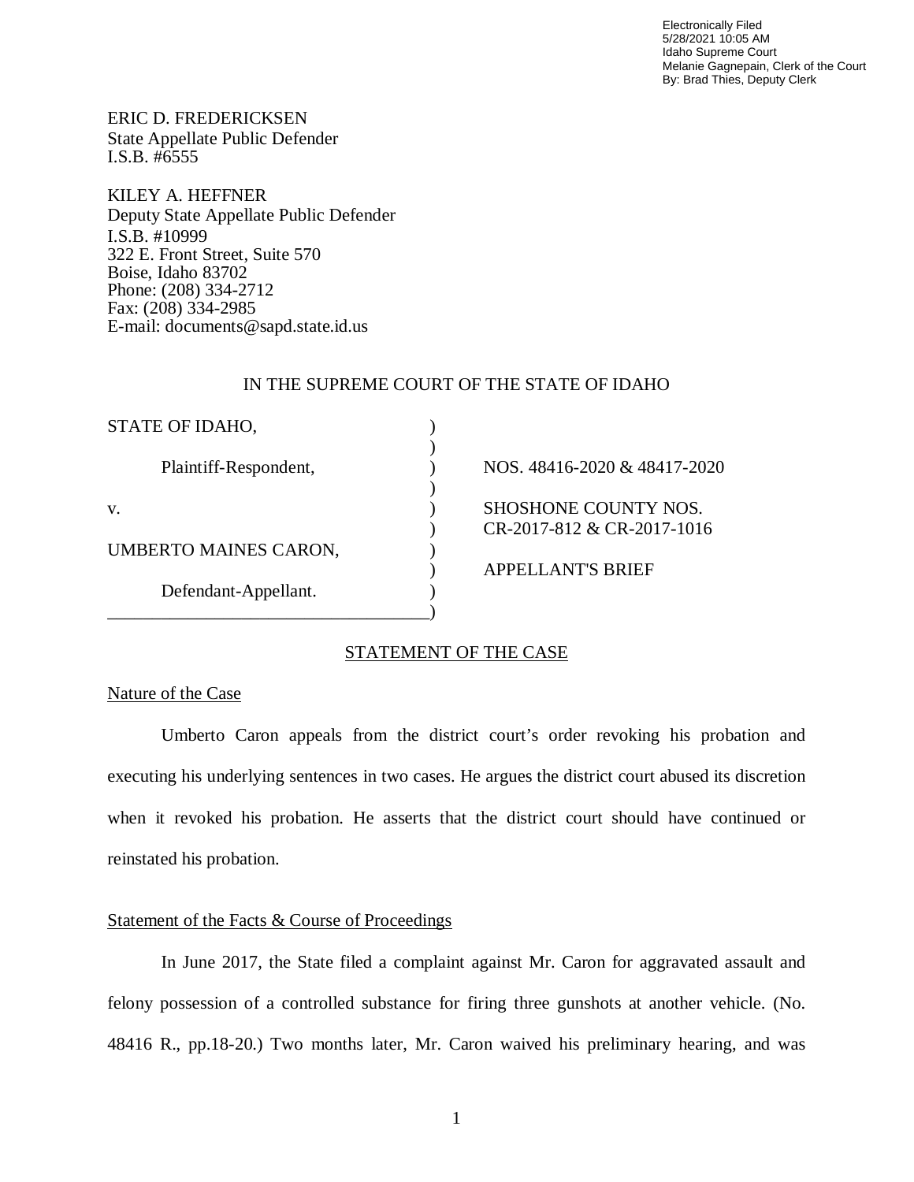Electronically Filed
5/28/2021 10:05 AM
Idaho Supreme Court
Melanie Gagnepain, Clerk of the Court
By: Brad Thies, Deputy Clerk

ERIC D. FREDERICKSEN
State Appellate Public Defender
I.S.B. #6555

KILEY A. HEFFNER
Deputy State Appellate Public Defender
I.S.B. #10999
322 E. Front Street, Suite 570
Boise, Idaho 83702
Phone: (208) 334-2712
Fax: (208) 334-2985
E-mail: documents@sapd.state.id.us

IN THE SUPREME COURT OF THE STATE OF IDAHO

| | |
|---|---|
| STATE OF IDAHO, | |
| Plaintiff-Respondent, | NOS. 48416-2020 & 48417-2020 |
| v. | SHOSHONE COUNTY NOS. CR-2017-812 & CR-2017-1016 |
| UMBERTO MAINES CARON, | APPELLANT'S BRIEF |
| Defendant-Appellant. | |

## STATEMENT OF THE CASE

### Nature of the Case

Umberto Caron appeals from the district court's order revoking his probation and executing his underlying sentences in two cases. He argues the district court abused its discretion when it revoked his probation. He asserts that the district court should have continued or reinstated his probation.

### Statement of the Facts & Course of Proceedings

In June 2017, the State filed a complaint against Mr. Caron for aggravated assault and felony possession of a controlled substance for firing three gunshots at another vehicle. (No. 48416 R., pp.18-20.) Two months later, Mr. Caron waived his preliminary hearing, and was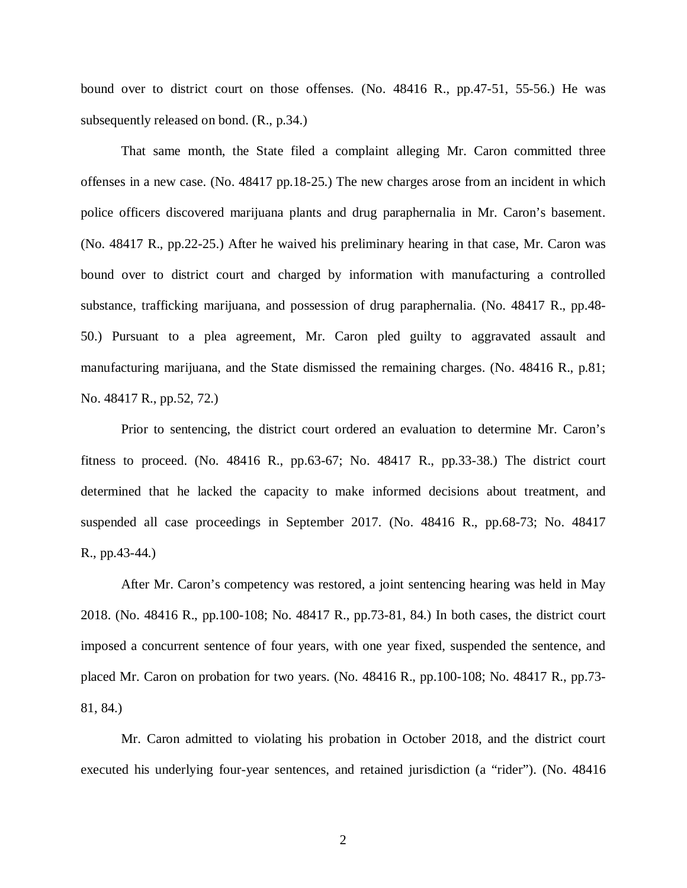bound over to district court on those offenses. (No. 48416 R., pp.47-51, 55-56.) He was subsequently released on bond. (R., p.34.)

That same month, the State filed a complaint alleging Mr. Caron committed three offenses in a new case. (No. 48417 pp.18-25.) The new charges arose from an incident in which police officers discovered marijuana plants and drug paraphernalia in Mr. Caron's basement. (No. 48417 R., pp.22-25.) After he waived his preliminary hearing in that case, Mr. Caron was bound over to district court and charged by information with manufacturing a controlled substance, trafficking marijuana, and possession of drug paraphernalia. (No. 48417 R., pp.48-50.) Pursuant to a plea agreement, Mr. Caron pled guilty to aggravated assault and manufacturing marijuana, and the State dismissed the remaining charges. (No. 48416 R., p.81; No. 48417 R., pp.52, 72.)

Prior to sentencing, the district court ordered an evaluation to determine Mr. Caron's fitness to proceed. (No. 48416 R., pp.63-67; No. 48417 R., pp.33-38.) The district court determined that he lacked the capacity to make informed decisions about treatment, and suspended all case proceedings in September 2017. (No. 48416 R., pp.68-73; No. 48417 R., pp.43-44.)

After Mr. Caron's competency was restored, a joint sentencing hearing was held in May 2018. (No. 48416 R., pp.100-108; No. 48417 R., pp.73-81, 84.) In both cases, the district court imposed a concurrent sentence of four years, with one year fixed, suspended the sentence, and placed Mr. Caron on probation for two years. (No. 48416 R., pp.100-108; No. 48417 R., pp.73-81, 84.)

Mr. Caron admitted to violating his probation in October 2018, and the district court executed his underlying four-year sentences, and retained jurisdiction (a "rider"). (No. 48416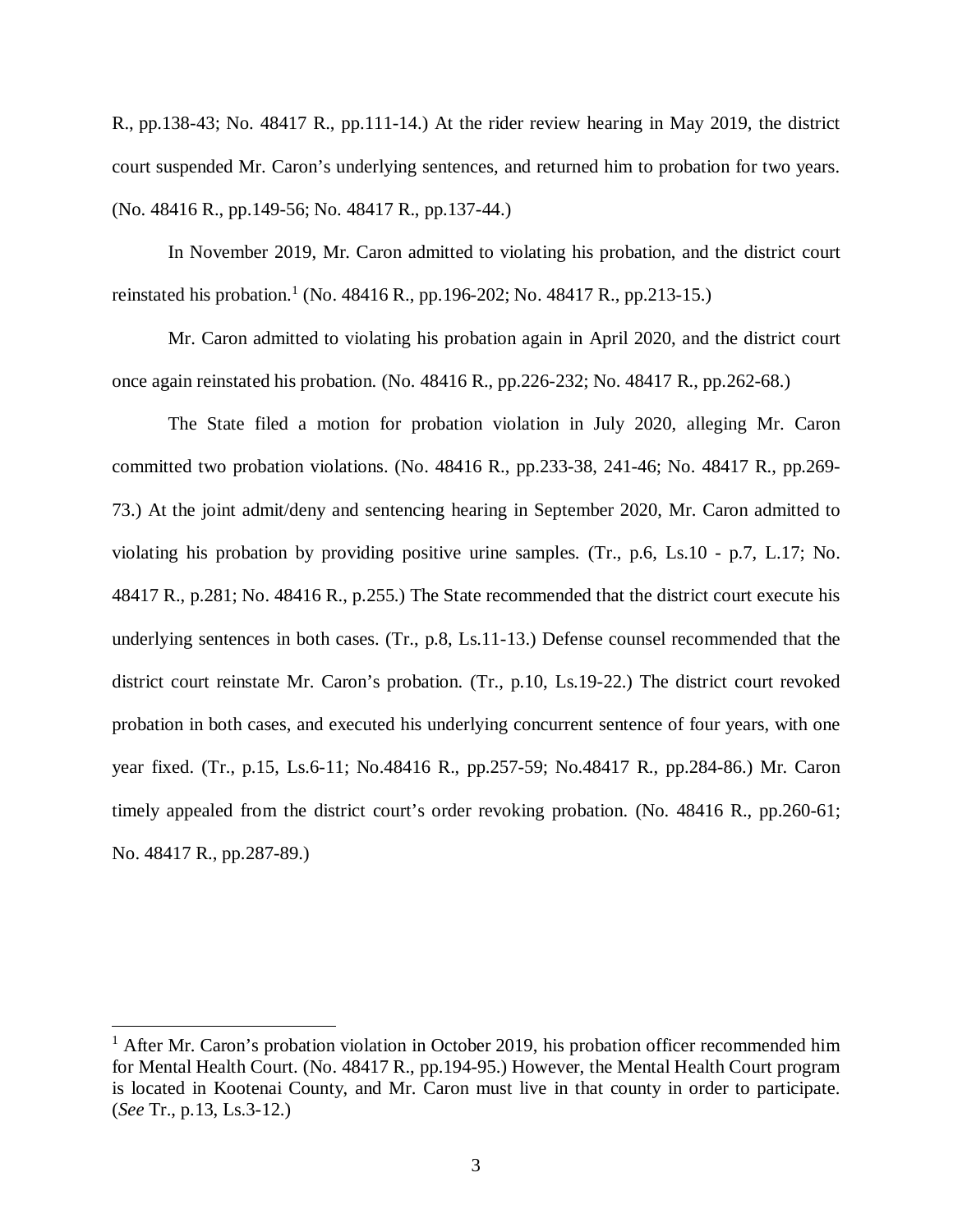R., pp.138-43; No. 48417 R., pp.111-14.) At the rider review hearing in May 2019, the district court suspended Mr. Caron's underlying sentences, and returned him to probation for two years. (No. 48416 R., pp.149-56; No. 48417 R., pp.137-44.)

In November 2019, Mr. Caron admitted to violating his probation, and the district court reinstated his probation.[1] (No. 48416 R., pp.196-202; No. 48417 R., pp.213-15.)

Mr. Caron admitted to violating his probation again in April 2020, and the district court once again reinstated his probation. (No. 48416 R., pp.226-232; No. 48417 R., pp.262-68.)

The State filed a motion for probation violation in July 2020, alleging Mr. Caron committed two probation violations. (No. 48416 R., pp.233-38, 241-46; No. 48417 R., pp.269-73.) At the joint admit/deny and sentencing hearing in September 2020, Mr. Caron admitted to violating his probation by providing positive urine samples. (Tr., p.6, Ls.10 - p.7, L.17; No. 48417 R., p.281; No. 48416 R., p.255.) The State recommended that the district court execute his underlying sentences in both cases. (Tr., p.8, Ls.11-13.) Defense counsel recommended that the district court reinstate Mr. Caron's probation. (Tr., p.10, Ls.19-22.) The district court revoked probation in both cases, and executed his underlying concurrent sentence of four years, with one year fixed. (Tr., p.15, Ls.6-11; No.48416 R., pp.257-59; No.48417 R., pp.284-86.) Mr. Caron timely appealed from the district court's order revoking probation. (No. 48416 R., pp.260-61; No. 48417 R., pp.287-89.)

---

[1] After Mr. Caron's probation violation in October 2019, his probation officer recommended him for Mental Health Court. (No. 48417 R., pp.194-95.) However, the Mental Health Court program is located in Kootenai County, and Mr. Caron must live in that county in order to participate. (*See* Tr., p.13, Ls.3-12.)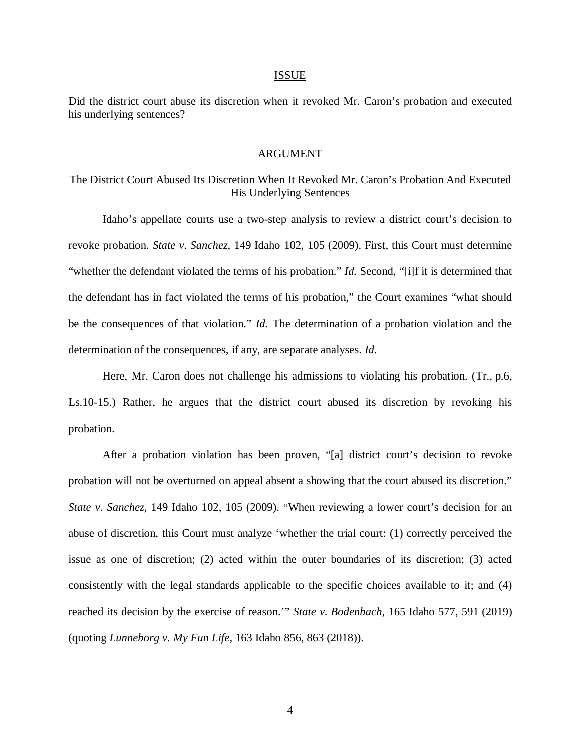## ISSUE

Did the district court abuse its discretion when it revoked Mr. Caron's probation and executed his underlying sentences?

## ARGUMENT

### The District Court Abused Its Discretion When It Revoked Mr. Caron's Probation And Executed His Underlying Sentences

Idaho's appellate courts use a two-step analysis to review a district court's decision to revoke probation. *State v. Sanchez*, 149 Idaho 102, 105 (2009). First, this Court must determine "whether the defendant violated the terms of his probation." *Id.* Second, "[i]f it is determined that the defendant has in fact violated the terms of his probation," the Court examines "what should be the consequences of that violation." *Id.* The determination of a probation violation and the determination of the consequences, if any, are separate analyses. *Id.*

Here, Mr. Caron does not challenge his admissions to violating his probation. (Tr., p.6, Ls.10-15.) Rather, he argues that the district court abused its discretion by revoking his probation.

After a probation violation has been proven, "[a] district court's decision to revoke probation will not be overturned on appeal absent a showing that the court abused its discretion." *State v. Sanchez*, 149 Idaho 102, 105 (2009). "When reviewing a lower court's decision for an abuse of discretion, this Court must analyze 'whether the trial court: (1) correctly perceived the issue as one of discretion; (2) acted within the outer boundaries of its discretion; (3) acted consistently with the legal standards applicable to the specific choices available to it; and (4) reached its decision by the exercise of reason.'" *State v. Bodenbach*, 165 Idaho 577, 591 (2019) (quoting *Lunneborg v. My Fun Life*, 163 Idaho 856, 863 (2018)).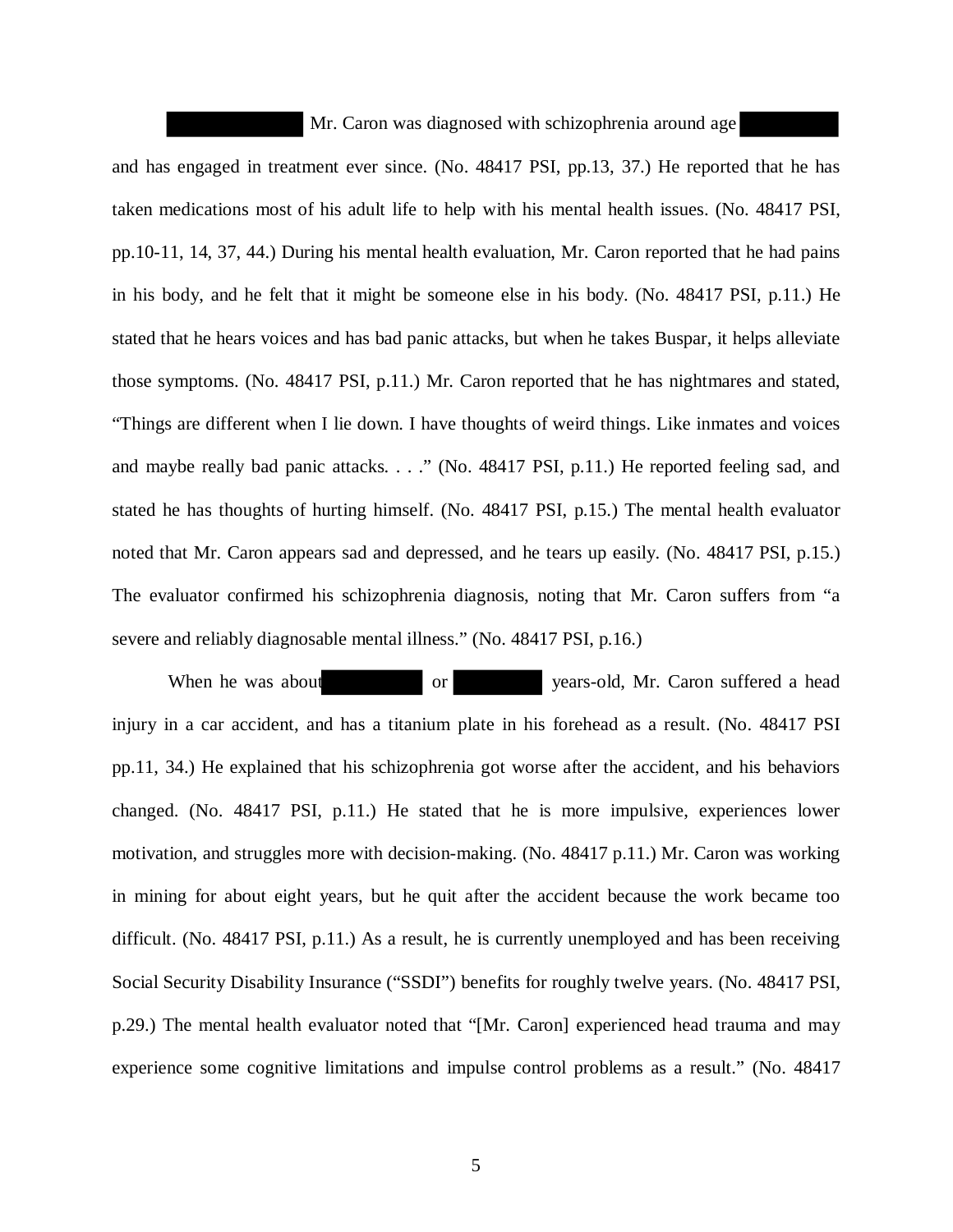Mr. Caron was diagnosed with schizophrenia around age and has engaged in treatment ever since. (No. 48417 PSI, pp.13, 37.) He reported that he has taken medications most of his adult life to help with his mental health issues. (No. 48417 PSI, pp.10-11, 14, 37, 44.) During his mental health evaluation, Mr. Caron reported that he had pains in his body, and he felt that it might be someone else in his body. (No. 48417 PSI, p.11.) He stated that he hears voices and has bad panic attacks, but when he takes Buspar, it helps alleviate those symptoms. (No. 48417 PSI, p.11.) Mr. Caron reported that he has nightmares and stated, "Things are different when I lie down. I have thoughts of weird things. Like inmates and voices and maybe really bad panic attacks. . . ." (No. 48417 PSI, p.11.) He reported feeling sad, and stated he has thoughts of hurting himself. (No. 48417 PSI, p.15.) The mental health evaluator noted that Mr. Caron appears sad and depressed, and he tears up easily. (No. 48417 PSI, p.15.) The evaluator confirmed his schizophrenia diagnosis, noting that Mr. Caron suffers from "a severe and reliably diagnosable mental illness." (No. 48417 PSI, p.16.)

When he was about or years-old, Mr. Caron suffered a head injury in a car accident, and has a titanium plate in his forehead as a result. (No. 48417 PSI pp.11, 34.) He explained that his schizophrenia got worse after the accident, and his behaviors changed. (No. 48417 PSI, p.11.) He stated that he is more impulsive, experiences lower motivation, and struggles more with decision-making. (No. 48417 p.11.) Mr. Caron was working in mining for about eight years, but he quit after the accident because the work became too difficult. (No. 48417 PSI, p.11.) As a result, he is currently unemployed and has been receiving Social Security Disability Insurance ("SSDI") benefits for roughly twelve years. (No. 48417 PSI, p.29.) The mental health evaluator noted that "[Mr. Caron] experienced head trauma and may experience some cognitive limitations and impulse control problems as a result." (No. 48417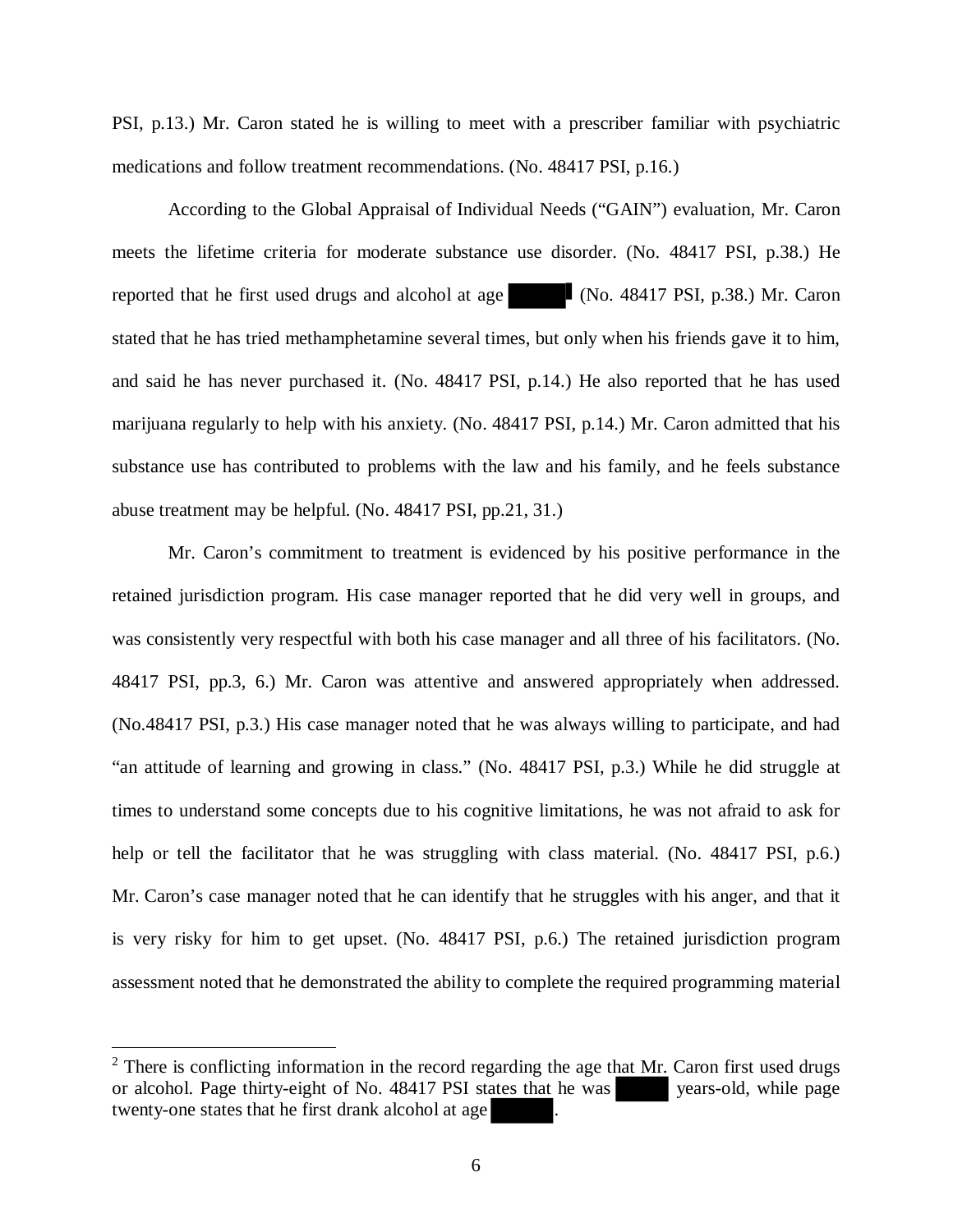PSI, p.13.) Mr. Caron stated he is willing to meet with a prescriber familiar with psychiatric medications and follow treatment recommendations. (No. 48417 PSI, p.16.)

According to the Global Appraisal of Individual Needs ("GAIN") evaluation, Mr. Caron meets the lifetime criteria for moderate substance use disorder. (No. 48417 PSI, p.38.) He reported that he first used drugs and alcohol at age ███[2] (No. 48417 PSI, p.38.) Mr. Caron stated that he has tried methamphetamine several times, but only when his friends gave it to him, and said he has never purchased it. (No. 48417 PSI, p.14.) He also reported that he has used marijuana regularly to help with his anxiety. (No. 48417 PSI, p.14.) Mr. Caron admitted that his substance use has contributed to problems with the law and his family, and he feels substance abuse treatment may be helpful. (No. 48417 PSI, pp.21, 31.)

Mr. Caron's commitment to treatment is evidenced by his positive performance in the retained jurisdiction program. His case manager reported that he did very well in groups, and was consistently very respectful with both his case manager and all three of his facilitators. (No. 48417 PSI, pp.3, 6.) Mr. Caron was attentive and answered appropriately when addressed. (No.48417 PSI, p.3.) His case manager noted that he was always willing to participate, and had "an attitude of learning and growing in class." (No. 48417 PSI, p.3.) While he did struggle at times to understand some concepts due to his cognitive limitations, he was not afraid to ask for help or tell the facilitator that he was struggling with class material. (No. 48417 PSI, p.6.) Mr. Caron's case manager noted that he can identify that he struggles with his anger, and that it is very risky for him to get upset. (No. 48417 PSI, p.6.) The retained jurisdiction program assessment noted that he demonstrated the ability to complete the required programming material

---

[2] There is conflicting information in the record regarding the age that Mr. Caron first used drugs or alcohol. Page thirty-eight of No. 48417 PSI states that he was ███ years-old, while page twenty-one states that he first drank alcohol at age ███.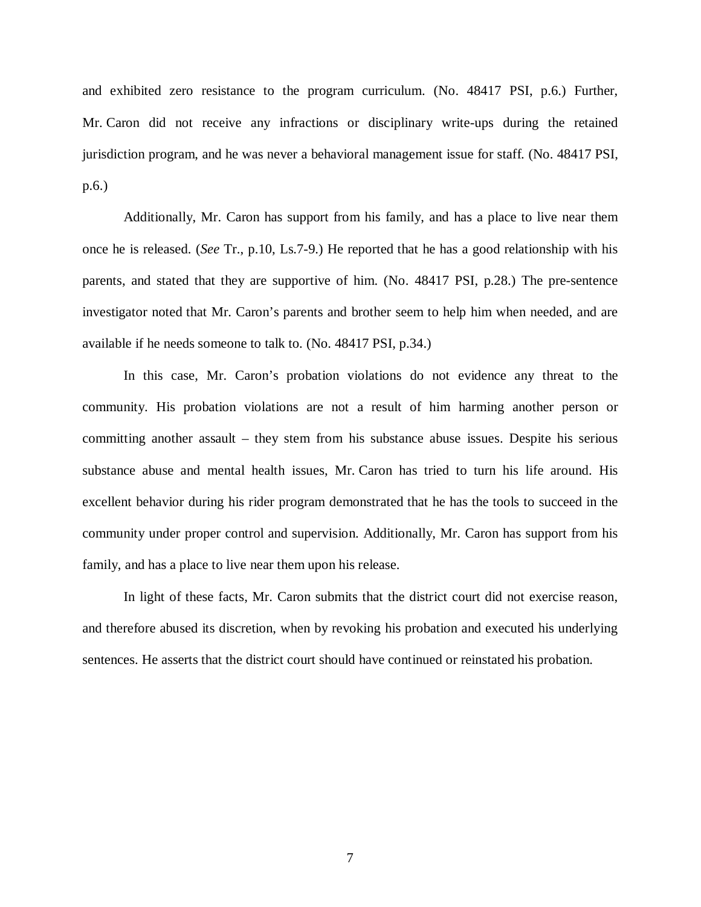and exhibited zero resistance to the program curriculum. (No. 48417 PSI, p.6.) Further, Mr. Caron did not receive any infractions or disciplinary write-ups during the retained jurisdiction program, and he was never a behavioral management issue for staff. (No. 48417 PSI, p.6.)

Additionally, Mr. Caron has support from his family, and has a place to live near them once he is released. (*See* Tr., p.10, Ls.7-9.) He reported that he has a good relationship with his parents, and stated that they are supportive of him. (No. 48417 PSI, p.28.) The pre-sentence investigator noted that Mr. Caron's parents and brother seem to help him when needed, and are available if he needs someone to talk to. (No. 48417 PSI, p.34.)

In this case, Mr. Caron's probation violations do not evidence any threat to the community. His probation violations are not a result of him harming another person or committing another assault – they stem from his substance abuse issues. Despite his serious substance abuse and mental health issues, Mr. Caron has tried to turn his life around. His excellent behavior during his rider program demonstrated that he has the tools to succeed in the community under proper control and supervision. Additionally, Mr. Caron has support from his family, and has a place to live near them upon his release.

In light of these facts, Mr. Caron submits that the district court did not exercise reason, and therefore abused its discretion, when by revoking his probation and executed his underlying sentences. He asserts that the district court should have continued or reinstated his probation.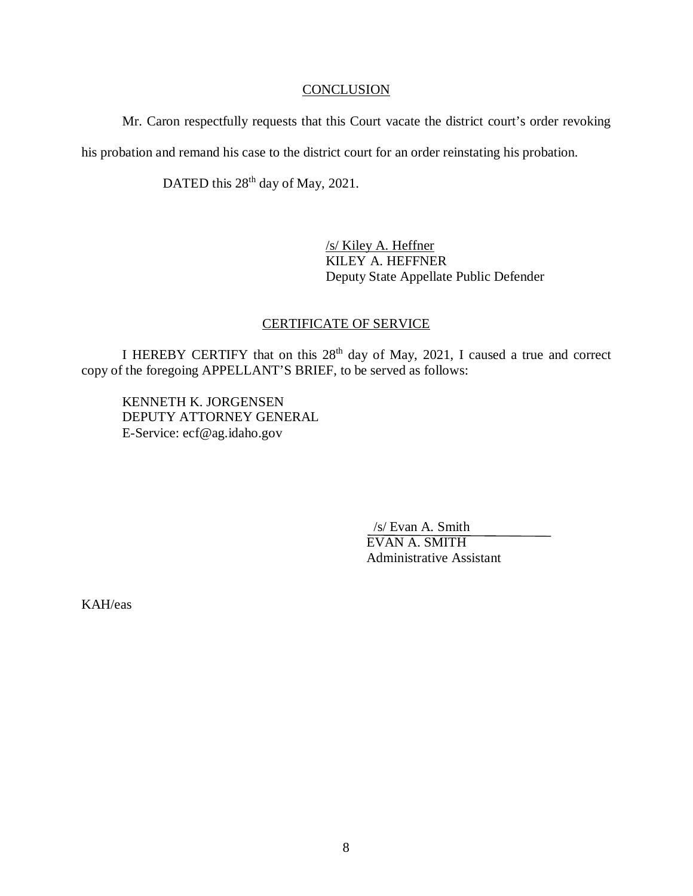## CONCLUSION

Mr. Caron respectfully requests that this Court vacate the district court's order revoking his probation and remand his case to the district court for an order reinstating his probation.

DATED this 28th day of May, 2021.

/s/ Kiley A. Heffner
KILEY A. HEFFNER
Deputy State Appellate Public Defender

## CERTIFICATE OF SERVICE

I HEREBY CERTIFY that on this 28th day of May, 2021, I caused a true and correct copy of the foregoing APPELLANT'S BRIEF, to be served as follows:

KENNETH K. JORGENSEN
DEPUTY ATTORNEY GENERAL
E-Service: ecf@ag.idaho.gov

/s/ Evan A. Smith
EVAN A. SMITH
Administrative Assistant

KAH/eas